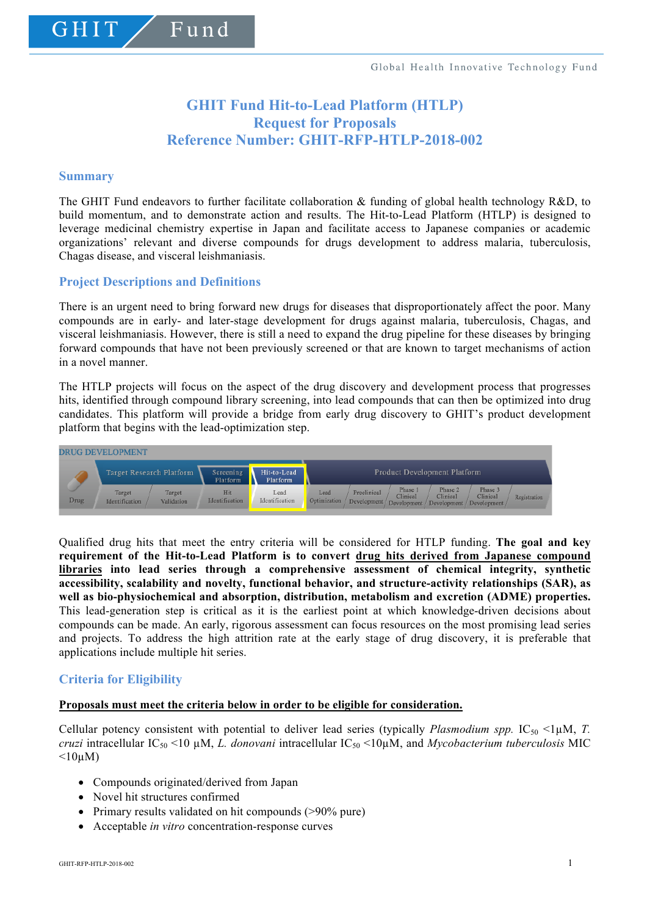# GHIT Fund Hit-to-Lead Platform (HTLP)
# Request for Proposals
# Reference Number: GHIT-RFP-HTLP-2018-002

## Summary

The GHIT Fund endeavors to further facilitate collaboration & funding of global health technology R&D, to build momentum, and to demonstrate action and results. The Hit-to-Lead Platform (HTLP) is designed to leverage medicinal chemistry expertise in Japan and facilitate access to Japanese companies or academic organizations' relevant and diverse compounds for drugs development to address malaria, tuberculosis, Chagas disease, and visceral leishmaniasis.

## Project Descriptions and Definitions

There is an urgent need to bring forward new drugs for diseases that disproportionately affect the poor. Many compounds are in early- and later-stage development for drugs against malaria, tuberculosis, Chagas, and visceral leishmaniasis. However, there is still a need to expand the drug pipeline for these diseases by bringing forward compounds that have not been previously screened or that are known to target mechanisms of action in a novel manner.

The HTLP projects will focus on the aspect of the drug discovery and development process that progresses hits, identified through compound library screening, into lead compounds that can then be optimized into drug candidates. This platform will provide a bridge from early drug discovery to GHIT's product development platform that begins with the lead-optimization step.

DRUG DEVELOPMENT

| Drug | Target Research Platform | | Screening Platform | Hit-to-Lead Platform | Product Development Platform | | | | | |
|---|---|---|---|---|---|---|---|---|---|---|
| | Target Identification | Target Validation | Hit Identification | Lead Identification | Lead Optimization | Preclinical Development | Phase 1 Clinical Development | Phase 2 Clinical Development | Phase 3 Clinical Development | Registration |

Qualified drug hits that meet the entry criteria will be considered for HTLP funding. **The goal and key requirement of the Hit-to-Lead Platform is to convert <u>drug hits derived from Japanese compound libraries</u> into lead series through a comprehensive assessment of chemical integrity, synthetic accessibility, scalability and novelty, functional behavior, and structure-activity relationships (SAR), as well as bio-physiochemical and absorption, distribution, metabolism and excretion (ADME) properties.** This lead-generation step is critical as it is the earliest point at which knowledge-driven decisions about compounds can be made. An early, rigorous assessment can focus resources on the most promising lead series and projects. To address the high attrition rate at the early stage of drug discovery, it is preferable that applications include multiple hit series.

## Criteria for Eligibility

**<u>Proposals must meet the criteria below in order to be eligible for consideration.</u>**

Cellular potency consistent with potential to deliver lead series (typically *Plasmodium spp.* $IC_{50}$ <1µM, *T. cruzi* intracellular $IC_{50}$ <10 µM, *L. donovani* intracellular $IC_{50}$ <10µM, and *Mycobacterium tuberculosis* MIC <10µM)

- Compounds originated/derived from Japan
- Novel hit structures confirmed
- Primary results validated on hit compounds (>90% pure)
- Acceptable *in vitro* concentration-response curves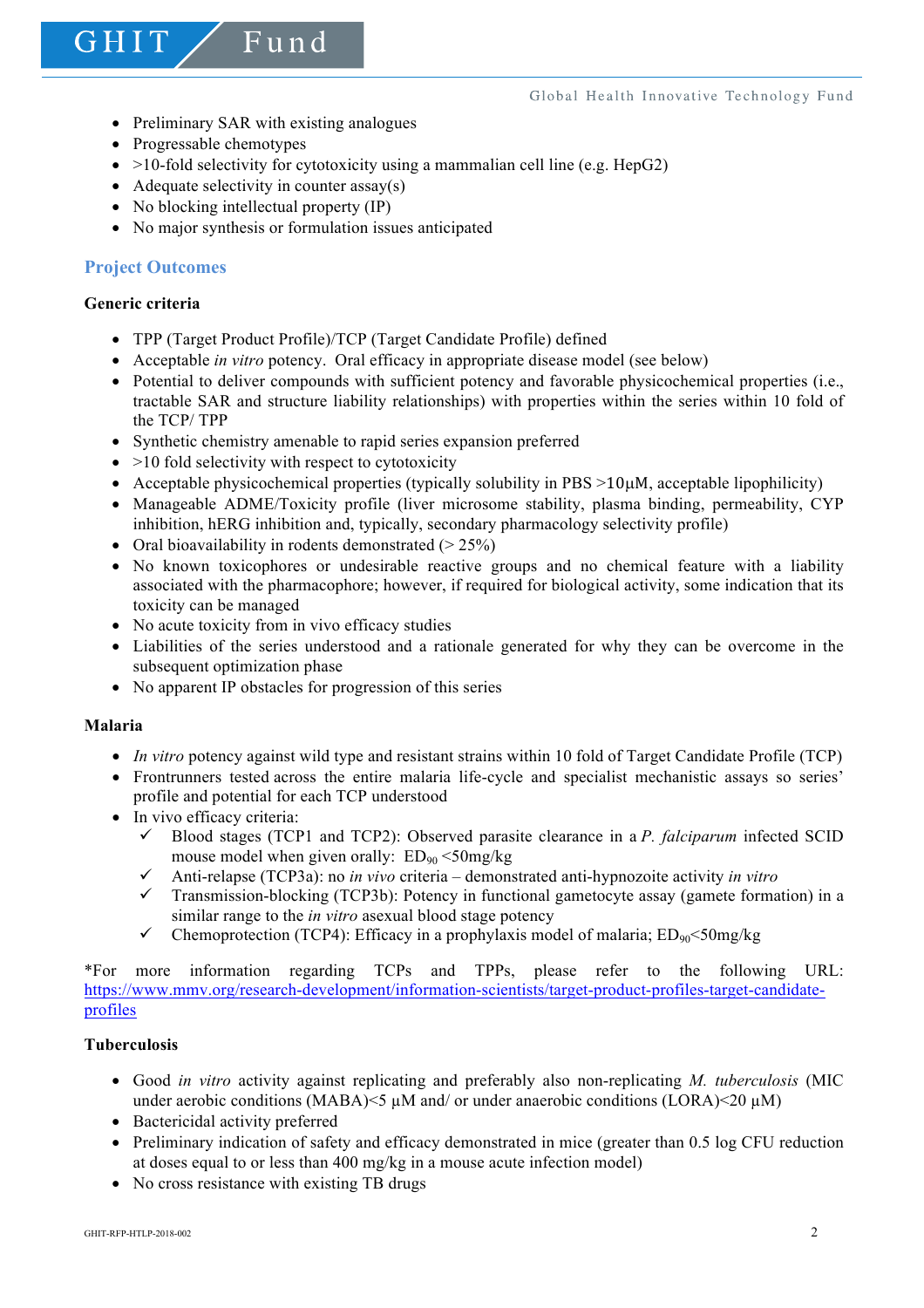- Preliminary SAR with existing analogues
- Progressable chemotypes
- >10-fold selectivity for cytotoxicity using a mammalian cell line (e.g. HepG2)
- Adequate selectivity in counter assay(s)
- No blocking intellectual property (IP)
- No major synthesis or formulation issues anticipated

## Project Outcomes

**Generic criteria**

- TPP (Target Product Profile)/TCP (Target Candidate Profile) defined
- Acceptable *in vitro* potency. Oral efficacy in appropriate disease model (see below)
- Potential to deliver compounds with sufficient potency and favorable physicochemical properties (i.e., tractable SAR and structure liability relationships) with properties within the series within 10 fold of the TCP/ TPP
- Synthetic chemistry amenable to rapid series expansion preferred
- >10 fold selectivity with respect to cytotoxicity
- Acceptable physicochemical properties (typically solubility in PBS >10µM, acceptable lipophilicity)
- Manageable ADME/Toxicity profile (liver microsome stability, plasma binding, permeability, CYP inhibition, hERG inhibition and, typically, secondary pharmacology selectivity profile)
- Oral bioavailability in rodents demonstrated (> 25%)
- No known toxicophores or undesirable reactive groups and no chemical feature with a liability associated with the pharmacophore; however, if required for biological activity, some indication that its toxicity can be managed
- No acute toxicity from in vivo efficacy studies
- Liabilities of the series understood and a rationale generated for why they can be overcome in the subsequent optimization phase
- No apparent IP obstacles for progression of this series

**Malaria**

- *In vitro* potency against wild type and resistant strains within 10 fold of Target Candidate Profile (TCP)
- Frontrunners tested across the entire malaria life-cycle and specialist mechanistic assays so series' profile and potential for each TCP understood
- In vivo efficacy criteria:
  - ✓ Blood stages (TCP1 and TCP2): Observed parasite clearance in a *P. falciparum* infected SCID mouse model when given orally: $ED_{90}$ <50mg/kg
  - ✓ Anti-relapse (TCP3a): no *in vivo* criteria – demonstrated anti-hypnozoite activity *in vitro*
  - ✓ Transmission-blocking (TCP3b): Potency in functional gametocyte assay (gamete formation) in a similar range to the *in vitro* asexual blood stage potency
  - ✓ Chemoprotection (TCP4): Efficacy in a prophylaxis model of malaria; $ED_{90}$<50mg/kg

*For more information regarding TCPs and TPPs, please refer to the following URL: https://www.mmv.org/research-development/information-scientists/target-product-profiles-target-candidate-profiles

**Tuberculosis**

- Good *in vitro* activity against replicating and preferably also non-replicating *M. tuberculosis* (MIC under aerobic conditions (MABA)<5 µM and/ or under anaerobic conditions (LORA)<20 µM)
- Bactericidal activity preferred
- Preliminary indication of safety and efficacy demonstrated in mice (greater than 0.5 log CFU reduction at doses equal to or less than 400 mg/kg in a mouse acute infection model)
- No cross resistance with existing TB drugs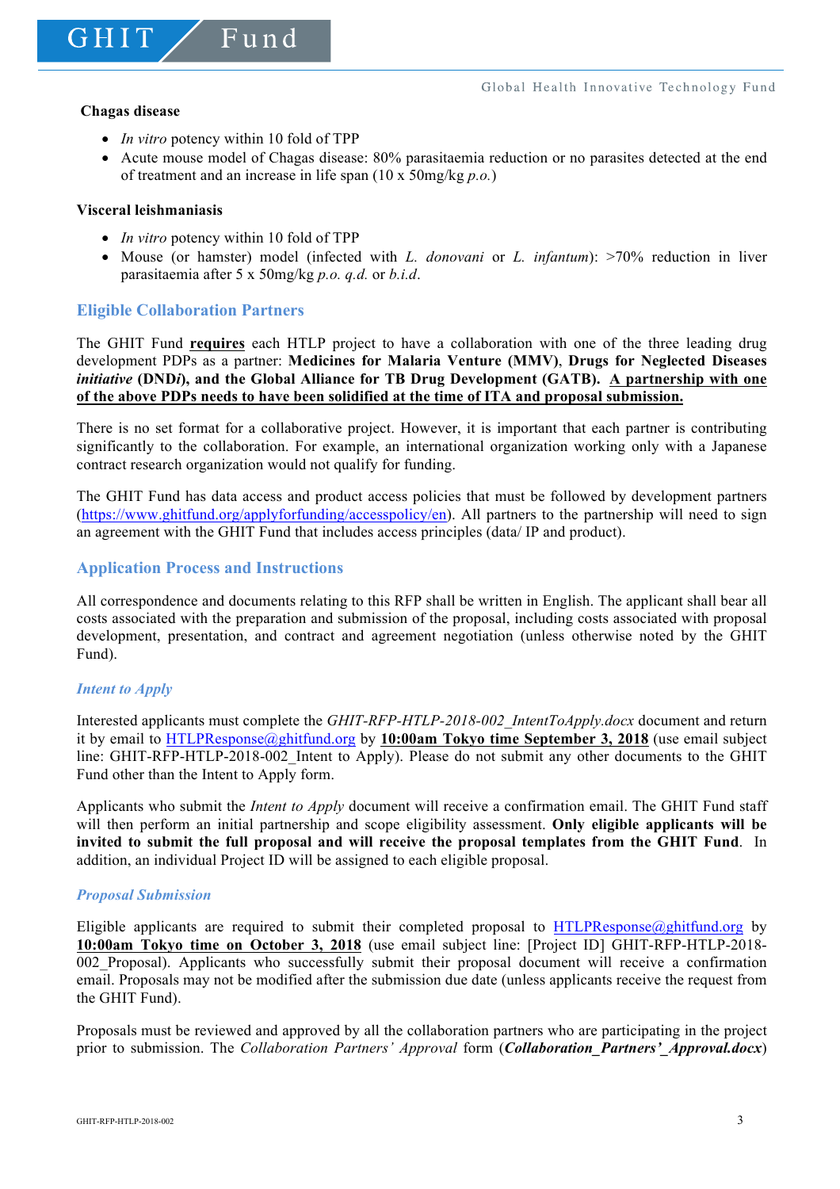**Chagas disease**

- *In vitro* potency within 10 fold of TPP
- Acute mouse model of Chagas disease: 80% parasitaemia reduction or no parasites detected at the end of treatment and an increase in life span (10 x 50mg/kg *p.o.*)

**Visceral leishmaniasis**

- *In vitro* potency within 10 fold of TPP
- Mouse (or hamster) model (infected with *L. donovani* or *L. infantum*): >70% reduction in liver parasitaemia after 5 x 50mg/kg *p.o. q.d.* or *b.i.d*.

## Eligible Collaboration Partners

The GHIT Fund **requires** each HTLP project to have a collaboration with one of the three leading drug development PDPs as a partner: **Medicines for Malaria Venture (MMV)**, **Drugs for Neglected Diseases *initiative* (DND*i*), and the Global Alliance for TB Drug Development (GATB). A partnership with one of the above PDPs needs to have been solidified at the time of ITA and proposal submission.**

There is no set format for a collaborative project. However, it is important that each partner is contributing significantly to the collaboration. For example, an international organization working only with a Japanese contract research organization would not qualify for funding.

The GHIT Fund has data access and product access policies that must be followed by development partners (https://www.ghitfund.org/applyforfunding/accesspolicy/en). All partners to the partnership will need to sign an agreement with the GHIT Fund that includes access principles (data/ IP and product).

## Application Process and Instructions

All correspondence and documents relating to this RFP shall be written in English. The applicant shall bear all costs associated with the preparation and submission of the proposal, including costs associated with proposal development, presentation, and contract and agreement negotiation (unless otherwise noted by the GHIT Fund).

### *Intent to Apply*

Interested applicants must complete the *GHIT-RFP-HTLP-2018-002_IntentToApply.docx* document and return it by email to HTLPResponse@ghitfund.org by **10:00am Tokyo time September 3, 2018** (use email subject line: GHIT-RFP-HTLP-2018-002_Intent to Apply). Please do not submit any other documents to the GHIT Fund other than the Intent to Apply form.

Applicants who submit the *Intent to Apply* document will receive a confirmation email. The GHIT Fund staff will then perform an initial partnership and scope eligibility assessment. **Only eligible applicants will be invited to submit the full proposal and will receive the proposal templates from the GHIT Fund**. In addition, an individual Project ID will be assigned to each eligible proposal.

### *Proposal Submission*

Eligible applicants are required to submit their completed proposal to HTLPResponse@ghitfund.org by **10:00am Tokyo time on October 3, 2018** (use email subject line: [Project ID] GHIT-RFP-HTLP-2018-002_Proposal). Applicants who successfully submit their proposal document will receive a confirmation email. Proposals may not be modified after the submission due date (unless applicants receive the request from the GHIT Fund).

Proposals must be reviewed and approved by all the collaboration partners who are participating in the project prior to submission. The *Collaboration Partners' Approval* form (***Collaboration_Partners'_Approval.docx***)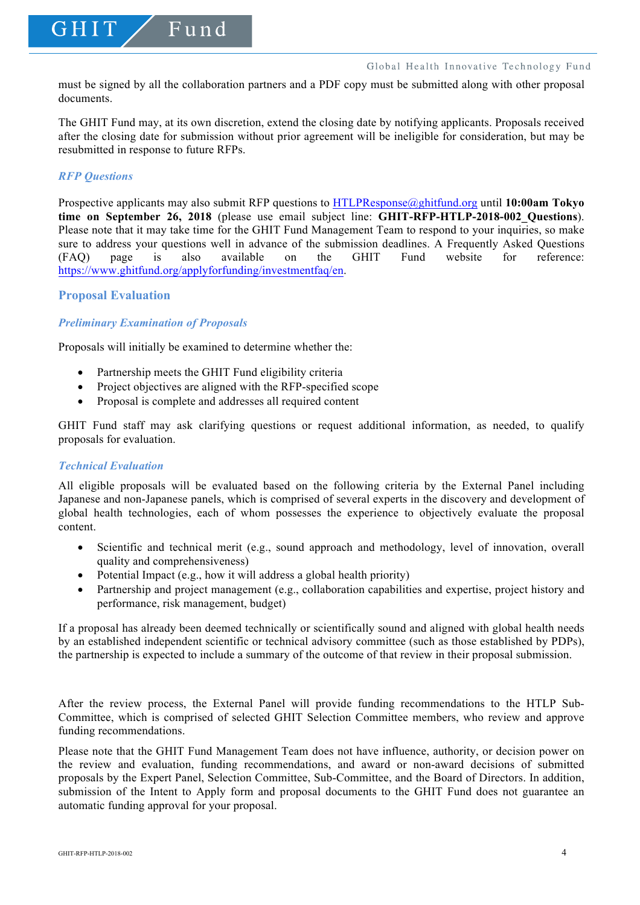must be signed by all the collaboration partners and a PDF copy must be submitted along with other proposal documents.

The GHIT Fund may, at its own discretion, extend the closing date by notifying applicants. Proposals received after the closing date for submission without prior agreement will be ineligible for consideration, but may be resubmitted in response to future RFPs.

### *RFP Questions*

Prospective applicants may also submit RFP questions to HTLPResponse@ghitfund.org until **10:00am Tokyo time on September 26, 2018** (please use email subject line: **GHIT-RFP-HTLP-2018-002_Questions**). Please note that it may take time for the GHIT Fund Management Team to respond to your inquiries, so make sure to address your questions well in advance of the submission deadlines. A Frequently Asked Questions (FAQ) page is also available on the GHIT Fund website for reference: https://www.ghitfund.org/applyforfunding/investmentfaq/en.

## Proposal Evaluation

### *Preliminary Examination of Proposals*

Proposals will initially be examined to determine whether the:

- Partnership meets the GHIT Fund eligibility criteria
- Project objectives are aligned with the RFP-specified scope
- Proposal is complete and addresses all required content

GHIT Fund staff may ask clarifying questions or request additional information, as needed, to qualify proposals for evaluation.

### *Technical Evaluation*

All eligible proposals will be evaluated based on the following criteria by the External Panel including Japanese and non-Japanese panels, which is comprised of several experts in the discovery and development of global health technologies, each of whom possesses the experience to objectively evaluate the proposal content.

- Scientific and technical merit (e.g., sound approach and methodology, level of innovation, overall quality and comprehensiveness)
- Potential Impact (e.g., how it will address a global health priority)
- Partnership and project management (e.g., collaboration capabilities and expertise, project history and performance, risk management, budget)

If a proposal has already been deemed technically or scientifically sound and aligned with global health needs by an established independent scientific or technical advisory committee (such as those established by PDPs), the partnership is expected to include a summary of the outcome of that review in their proposal submission.

After the review process, the External Panel will provide funding recommendations to the HTLP Sub-Committee, which is comprised of selected GHIT Selection Committee members, who review and approve funding recommendations.

Please note that the GHIT Fund Management Team does not have influence, authority, or decision power on the review and evaluation, funding recommendations, and award or non-award decisions of submitted proposals by the Expert Panel, Selection Committee, Sub-Committee, and the Board of Directors. In addition, submission of the Intent to Apply form and proposal documents to the GHIT Fund does not guarantee an automatic funding approval for your proposal.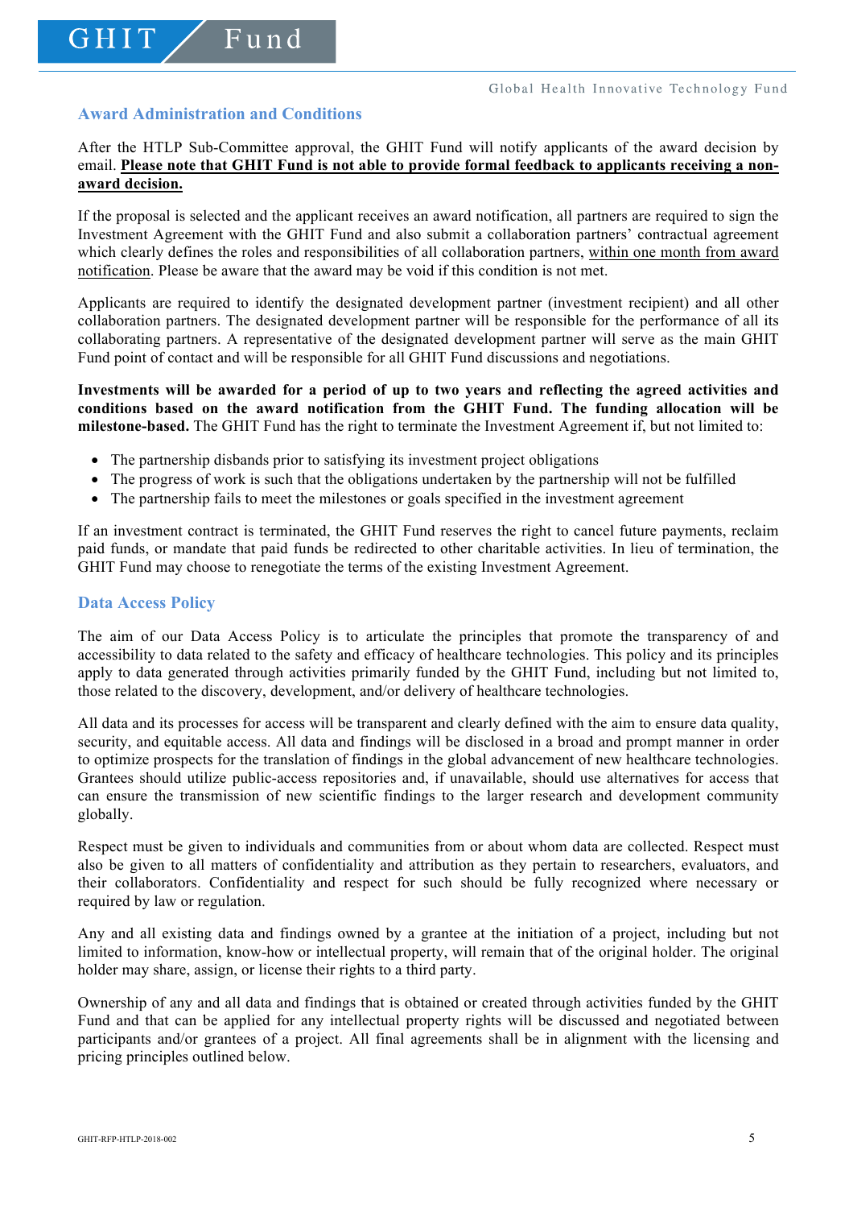## Award Administration and Conditions

After the HTLP Sub-Committee approval, the GHIT Fund will notify applicants of the award decision by email. **Please note that GHIT Fund is not able to provide formal feedback to applicants receiving a non-award decision.**

If the proposal is selected and the applicant receives an award notification, all partners are required to sign the Investment Agreement with the GHIT Fund and also submit a collaboration partners' contractual agreement which clearly defines the roles and responsibilities of all collaboration partners, within one month from award notification. Please be aware that the award may be void if this condition is not met.

Applicants are required to identify the designated development partner (investment recipient) and all other collaboration partners. The designated development partner will be responsible for the performance of all its collaborating partners. A representative of the designated development partner will serve as the main GHIT Fund point of contact and will be responsible for all GHIT Fund discussions and negotiations.

**Investments will be awarded for a period of up to two years and reflecting the agreed activities and conditions based on the award notification from the GHIT Fund. The funding allocation will be milestone-based.** The GHIT Fund has the right to terminate the Investment Agreement if, but not limited to:

- The partnership disbands prior to satisfying its investment project obligations
- The progress of work is such that the obligations undertaken by the partnership will not be fulfilled
- The partnership fails to meet the milestones or goals specified in the investment agreement

If an investment contract is terminated, the GHIT Fund reserves the right to cancel future payments, reclaim paid funds, or mandate that paid funds be redirected to other charitable activities. In lieu of termination, the GHIT Fund may choose to renegotiate the terms of the existing Investment Agreement.

## Data Access Policy

The aim of our Data Access Policy is to articulate the principles that promote the transparency of and accessibility to data related to the safety and efficacy of healthcare technologies. This policy and its principles apply to data generated through activities primarily funded by the GHIT Fund, including but not limited to, those related to the discovery, development, and/or delivery of healthcare technologies.

All data and its processes for access will be transparent and clearly defined with the aim to ensure data quality, security, and equitable access. All data and findings will be disclosed in a broad and prompt manner in order to optimize prospects for the translation of findings in the global advancement of new healthcare technologies. Grantees should utilize public-access repositories and, if unavailable, should use alternatives for access that can ensure the transmission of new scientific findings to the larger research and development community globally.

Respect must be given to individuals and communities from or about whom data are collected. Respect must also be given to all matters of confidentiality and attribution as they pertain to researchers, evaluators, and their collaborators. Confidentiality and respect for such should be fully recognized where necessary or required by law or regulation.

Any and all existing data and findings owned by a grantee at the initiation of a project, including but not limited to information, know-how or intellectual property, will remain that of the original holder. The original holder may share, assign, or license their rights to a third party.

Ownership of any and all data and findings that is obtained or created through activities funded by the GHIT Fund and that can be applied for any intellectual property rights will be discussed and negotiated between participants and/or grantees of a project. All final agreements shall be in alignment with the licensing and pricing principles outlined below.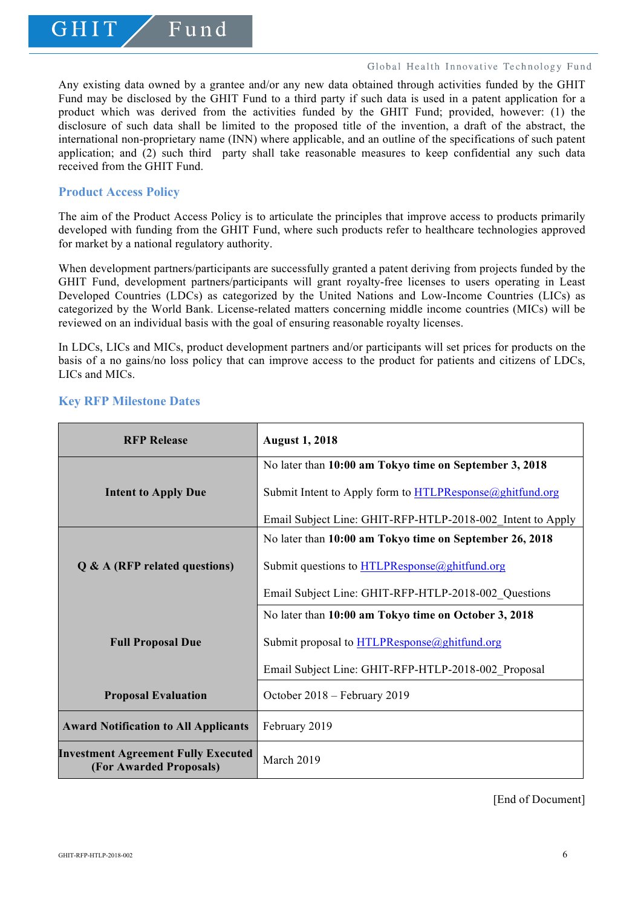Any existing data owned by a grantee and/or any new data obtained through activities funded by the GHIT Fund may be disclosed by the GHIT Fund to a third party if such data is used in a patent application for a product which was derived from the activities funded by the GHIT Fund; provided, however: (1) the disclosure of such data shall be limited to the proposed title of the invention, a draft of the abstract, the international non-proprietary name (INN) where applicable, and an outline of the specifications of such patent application; and (2) such third party shall take reasonable measures to keep confidential any such data received from the GHIT Fund.

## Product Access Policy

The aim of the Product Access Policy is to articulate the principles that improve access to products primarily developed with funding from the GHIT Fund, where such products refer to healthcare technologies approved for market by a national regulatory authority.

When development partners/participants are successfully granted a patent deriving from projects funded by the GHIT Fund, development partners/participants will grant royalty-free licenses to users operating in Least Developed Countries (LDCs) as categorized by the United Nations and Low-Income Countries (LICs) as categorized by the World Bank. License-related matters concerning middle income countries (MICs) will be reviewed on an individual basis with the goal of ensuring reasonable royalty licenses.

In LDCs, LICs and MICs, product development partners and/or participants will set prices for products on the basis of a no gains/no loss policy that can improve access to the product for patients and citizens of LDCs, LICs and MICs.

## Key RFP Milestone Dates

| | |
|---|---|
| **RFP Release** | **August 1, 2018** |
| **Intent to Apply Due** | No later than **10:00 am Tokyo time on September 3, 2018**<br><br>Submit Intent to Apply form to HTLPResponse@ghitfund.org<br><br>Email Subject Line: GHIT-RFP-HTLP-2018-002_Intent to Apply |
| **Q & A (RFP related questions)** | No later than **10:00 am Tokyo time on September 26, 2018**<br><br>Submit questions to HTLPResponse@ghitfund.org<br><br>Email Subject Line: GHIT-RFP-HTLP-2018-002_Questions |
| **Full Proposal Due** | No later than **10:00 am Tokyo time on October 3, 2018**<br><br>Submit proposal to HTLPResponse@ghitfund.org<br><br>Email Subject Line: GHIT-RFP-HTLP-2018-002_Proposal |
| **Proposal Evaluation** | October 2018 – February 2019 |
| **Award Notification to All Applicants** | February 2019 |
| **Investment Agreement Fully Executed (For Awarded Proposals)** | March 2019 |

[End of Document]